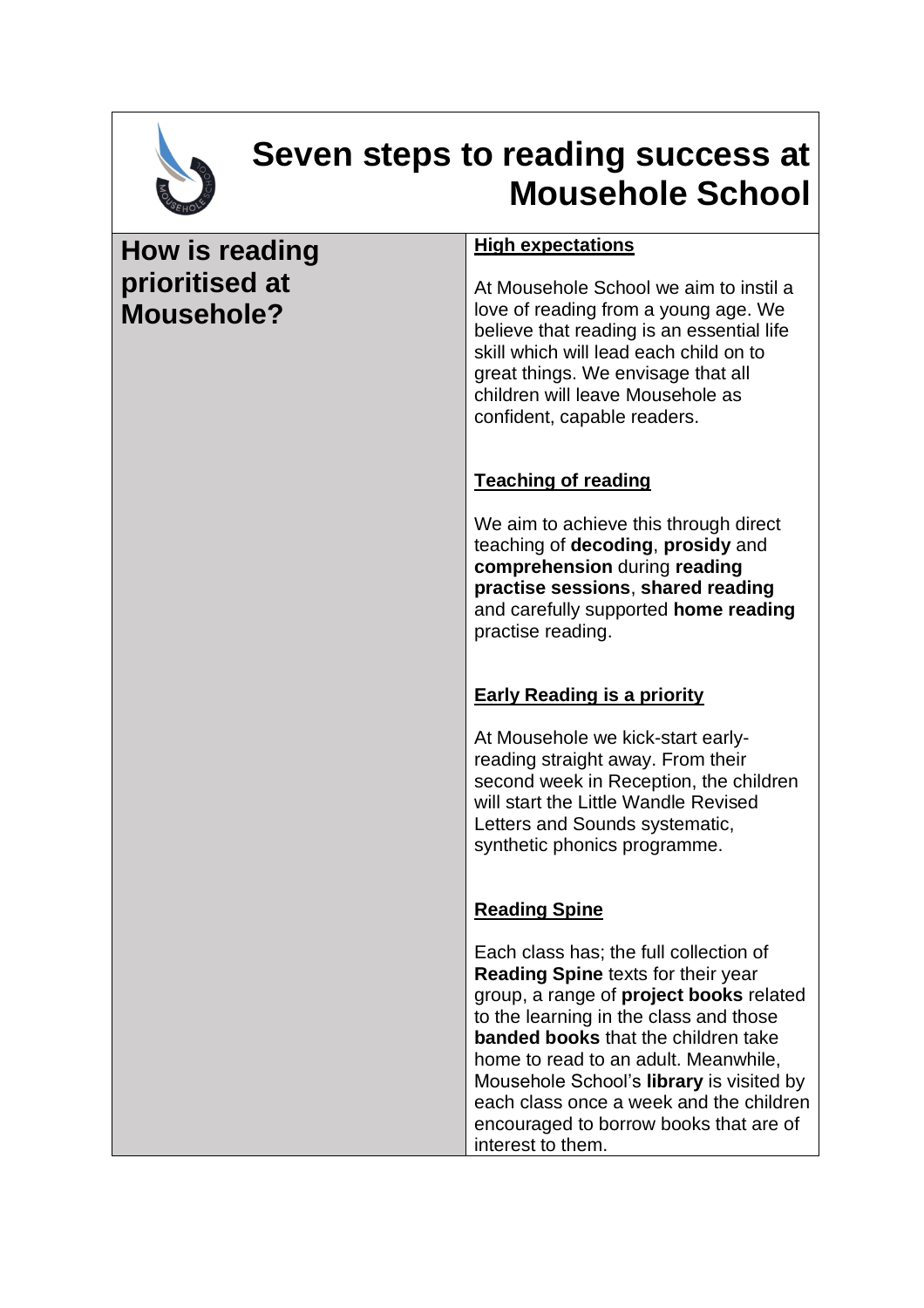# Seven steps to reading success at Mousehole School

## How is reading prioritised at Mousehole?

**High expectations**

At Mousehole School we aim to instil a love of reading from a young age. We believe that reading is an essential life skill which will lead each child on to great things. We envisage that all children will leave Mousehole as confident, capable readers.

**Teaching of reading**

We aim to achieve this through direct teaching of **decoding**, **prosidy** and **comprehension** during **reading practise sessions**, **shared reading** and carefully supported **home reading** practise reading.

**Early Reading is a priority**

At Mousehole we kick-start early-reading straight away. From their second week in Reception, the children will start the Little Wandle Revised Letters and Sounds systematic, synthetic phonics programme.

**Reading Spine**

Each class has; the full collection of **Reading Spine** texts for their year group, a range of **project books** related to the learning in the class and those **banded books** that the children take home to read to an adult. Meanwhile, Mousehole School's **library** is visited by each class once a week and the children encouraged to borrow books that are of interest to them.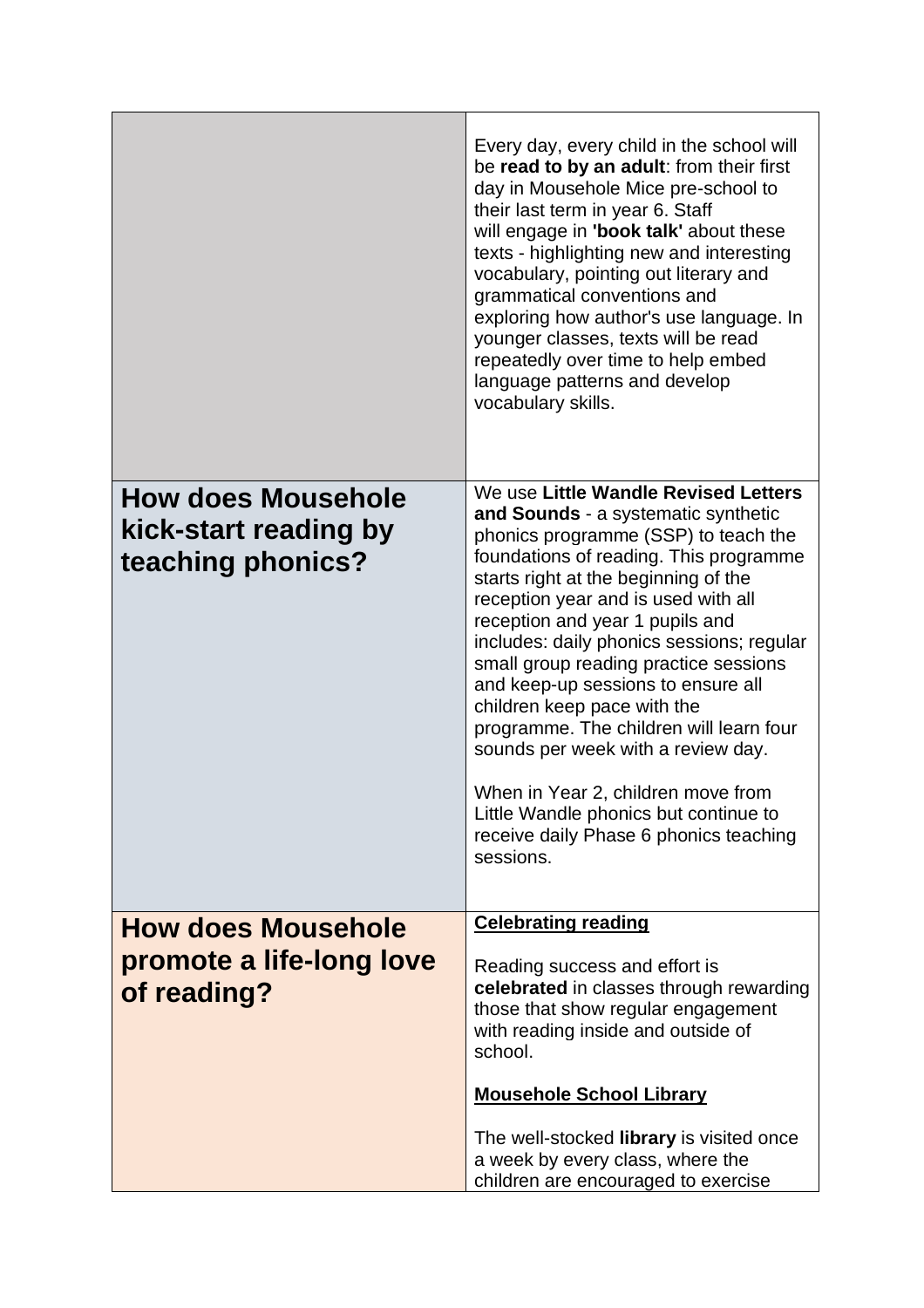| | |
|---|---|
| | Every day, every child in the school will be **read to by an adult**: from their first day in Mousehole Mice pre-school to their last term in year 6. Staff will engage in **'book talk'** about these texts - highlighting new and interesting vocabulary, pointing out literary and grammatical conventions and exploring how author's use language. In younger classes, texts will be read repeatedly over time to help embed language patterns and develop vocabulary skills. |
| **How does Mousehole kick-start reading by teaching phonics?** | We use **Little Wandle Revised Letters and Sounds** - a systematic synthetic phonics programme (SSP) to teach the foundations of reading. This programme starts right at the beginning of the reception year and is used with all reception and year 1 pupils and includes: daily phonics sessions; regular small group reading practice sessions and keep-up sessions to ensure all children keep pace with the programme. The children will learn four sounds per week with a review day.<br><br>When in Year 2, children move from Little Wandle phonics but continue to receive daily Phase 6 phonics teaching sessions. |
| **How does Mousehole promote a life-long love of reading?** | **<u>Celebrating reading</u>**<br><br>Reading success and effort is **celebrated** in classes through rewarding those that show regular engagement with reading inside and outside of school.<br><br>**<u>Mousehole School Library</u>**<br><br>The well-stocked **library** is visited once a week by every class, where the children are encouraged to exercise |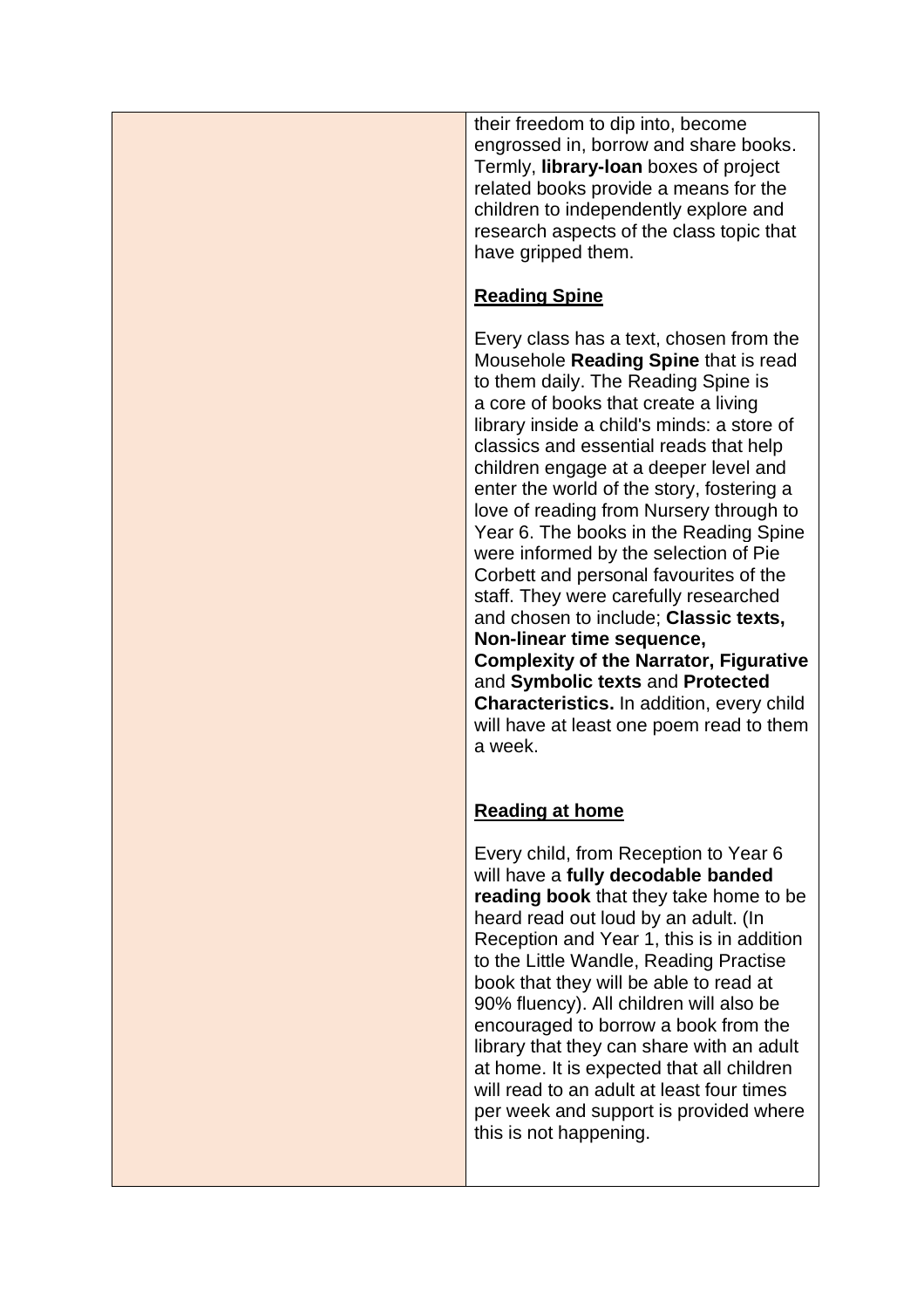| | their freedom to dip into, become engrossed in, borrow and share books. Termly, **library-loan** boxes of project related books provide a means for the children to independently explore and research aspects of the class topic that have gripped them.<br><br>**<u>Reading Spine</u>**<br><br>Every class has a text, chosen from the Mousehole **Reading Spine** that is read to them daily. The Reading Spine is a core of books that create a living library inside a child's minds: a store of classics and essential reads that help children engage at a deeper level and enter the world of the story, fostering a love of reading from Nursery through to Year 6. The books in the Reading Spine were informed by the selection of Pie Corbett and personal favourites of the staff. They were carefully researched and chosen to include; **Classic texts, Non-linear time sequence, Complexity of the Narrator, Figurative** and **Symbolic texts** and **Protected Characteristics.** In addition, every child will have at least one poem read to them a week.<br><br>**<u>Reading at home</u>**<br><br>Every child, from Reception to Year 6 will have a **fully decodable banded reading book** that they take home to be heard read out loud by an adult. (In Reception and Year 1, this is in addition to the Little Wandle, Reading Practise book that they will be able to read at 90% fluency). All children will also be encouraged to borrow a book from the library that they can share with an adult at home. It is expected that all children will read to an adult at least four times per week and support is provided where this is not happening. |
|---|---|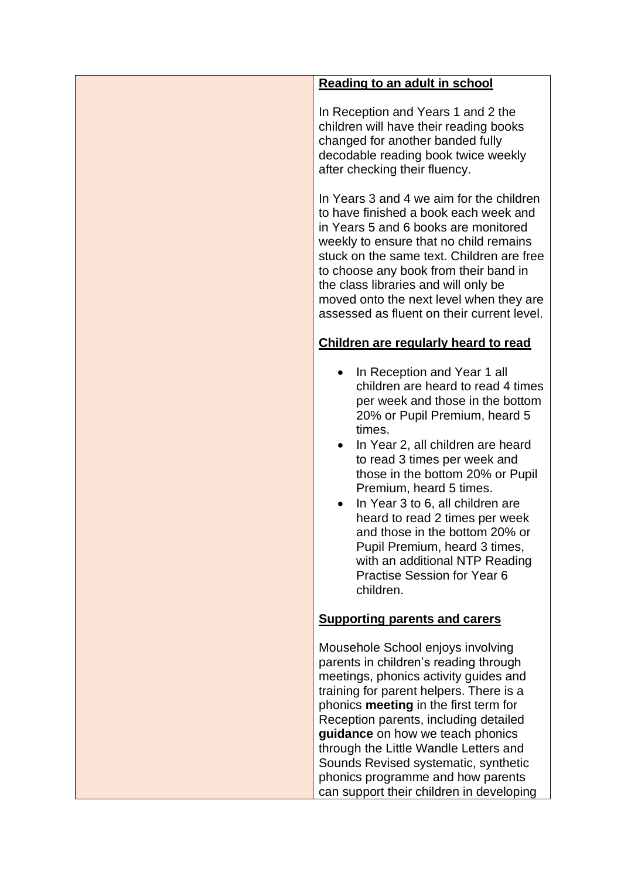| | **Reading to an adult in school**<br><br>In Reception and Years 1 and 2 the children will have their reading books changed for another banded fully decodable reading book twice weekly after checking their fluency.<br><br>In Years 3 and 4 we aim for the children to have finished a book each week and in Years 5 and 6 books are monitored weekly to ensure that no child remains stuck on the same text. Children are free to choose any book from their band in the class libraries and will only be moved onto the next level when they are assessed as fluent on their current level.<br><br>**Children are regularly heard to read**<br><br>• In Reception and Year 1 all children are heard to read 4 times per week and those in the bottom 20% or Pupil Premium, heard 5 times.<br>• In Year 2, all children are heard to read 3 times per week and those in the bottom 20% or Pupil Premium, heard 5 times.<br>• In Year 3 to 6, all children are heard to read 2 times per week and those in the bottom 20% or Pupil Premium, heard 3 times, with an additional NTP Reading Practise Session for Year 6 children.<br><br>**Supporting parents and carers**<br><br>Mousehole School enjoys involving parents in children's reading through meetings, phonics activity guides and training for parent helpers. There is a phonics **meeting** in the first term for Reception parents, including detailed **guidance** on how we teach phonics through the Little Wandle Letters and Sounds Revised systematic, synthetic phonics programme and how parents can support their children in developing |
|---|---|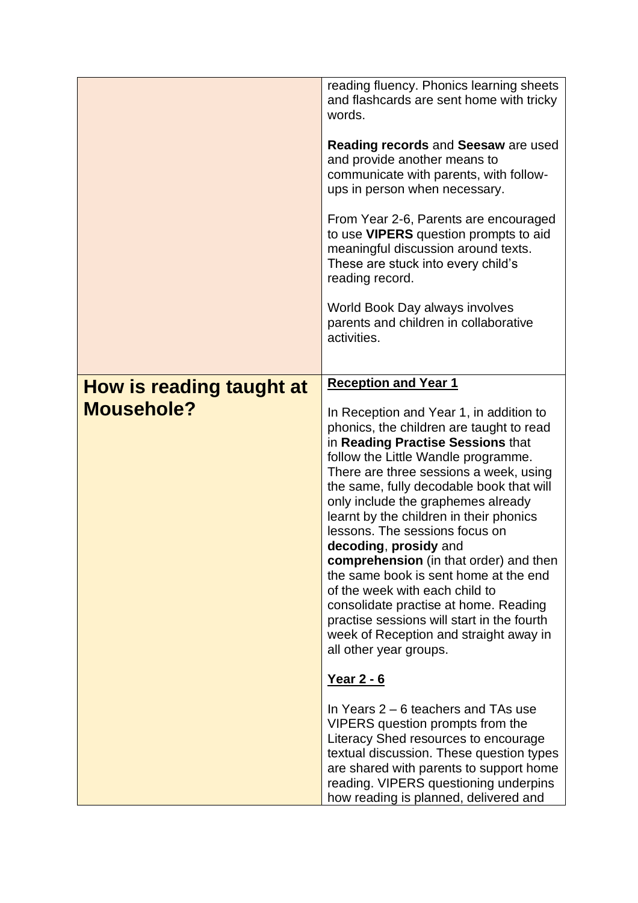| | |
|---|---|
| | reading fluency. Phonics learning sheets and flashcards are sent home with tricky words.<br><br>**Reading records** and **Seesaw** are used and provide another means to communicate with parents, with follow-ups in person when necessary.<br><br>From Year 2-6, Parents are encouraged to use **VIPERS** question prompts to aid meaningful discussion around texts. These are stuck into every child's reading record.<br><br>World Book Day always involves parents and children in collaborative activities. |
| **How is reading taught at Mousehole?** | **<u>Reception and Year 1</u>**<br><br>In Reception and Year 1, in addition to phonics, the children are taught to read in **Reading Practise Sessions** that follow the Little Wandle programme. There are three sessions a week, using the same, fully decodable book that will only include the graphemes already learnt by the children in their phonics lessons. The sessions focus on **decoding**, **prosidy** and **comprehension** (in that order) and then the same book is sent home at the end of the week with each child to consolidate practise at home. Reading practise sessions will start in the fourth week of Reception and straight away in all other year groups.<br><br>**<u>Year 2 - 6</u>**<br><br>In Years 2 – 6 teachers and TAs use VIPERS question prompts from the Literacy Shed resources to encourage textual discussion. These question types are shared with parents to support home reading. VIPERS questioning underpins how reading is planned, delivered and |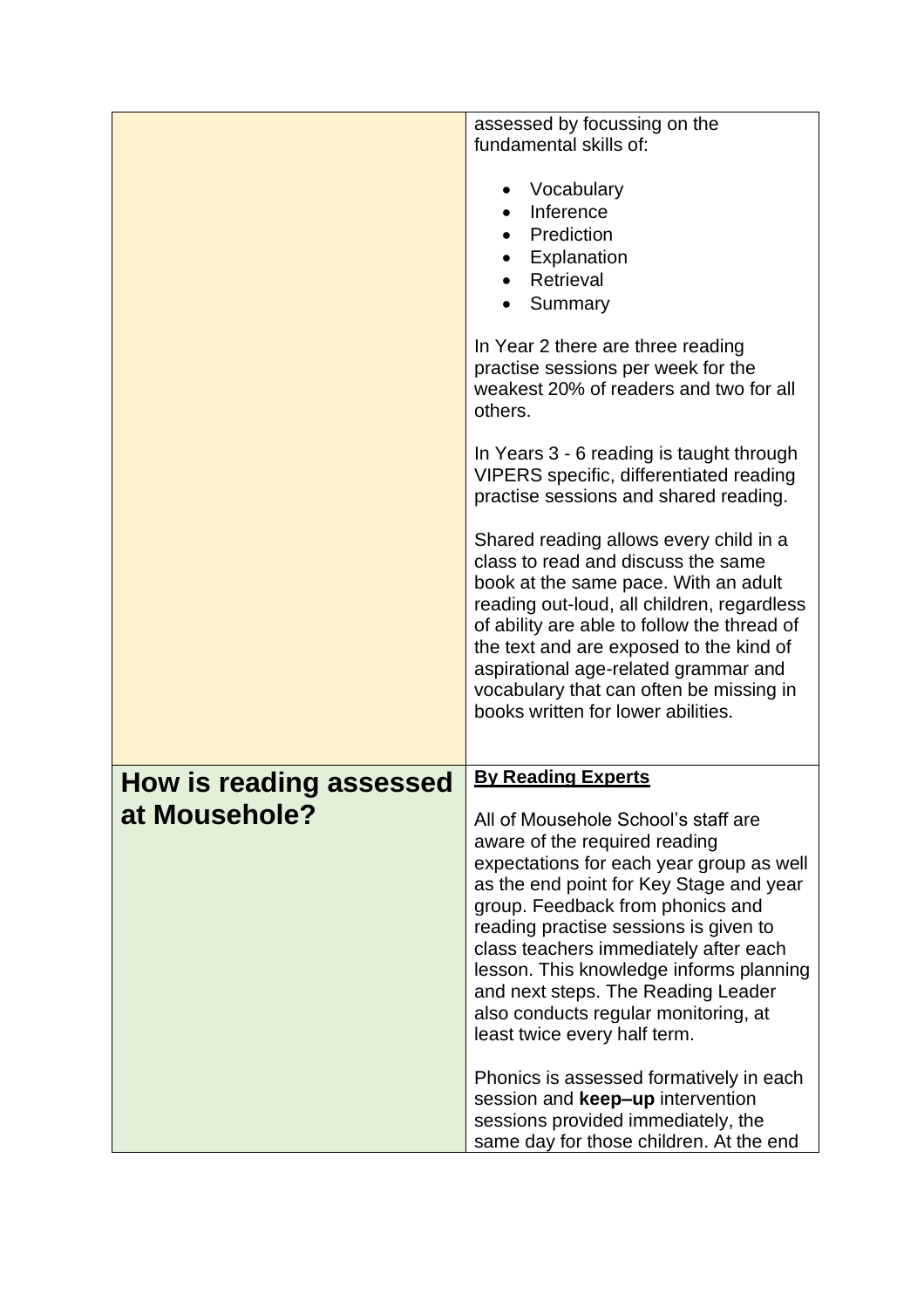| | |
|---|---|
| | assessed by focussing on the fundamental skills of:<br><br>• Vocabulary<br>• Inference<br>• Prediction<br>• Explanation<br>• Retrieval<br>• Summary<br><br>In Year 2 there are three reading practise sessions per week for the weakest 20% of readers and two for all others.<br><br>In Years 3 - 6 reading is taught through VIPERS specific, differentiated reading practise sessions and shared reading.<br><br>Shared reading allows every child in a class to read and discuss the same book at the same pace. With an adult reading out-loud, all children, regardless of ability are able to follow the thread of the text and are exposed to the kind of aspirational age-related grammar and vocabulary that can often be missing in books written for lower abilities. |
| **How is reading assessed at Mousehole?** | **By Reading Experts**<br><br>All of Mousehole School's staff are aware of the required reading expectations for each year group as well as the end point for Key Stage and year group. Feedback from phonics and reading practise sessions is given to class teachers immediately after each lesson. This knowledge informs planning and next steps. The Reading Leader also conducts regular monitoring, at least twice every half term.<br><br>Phonics is assessed formatively in each session and **keep–up** intervention sessions provided immediately, the same day for those children. At the end |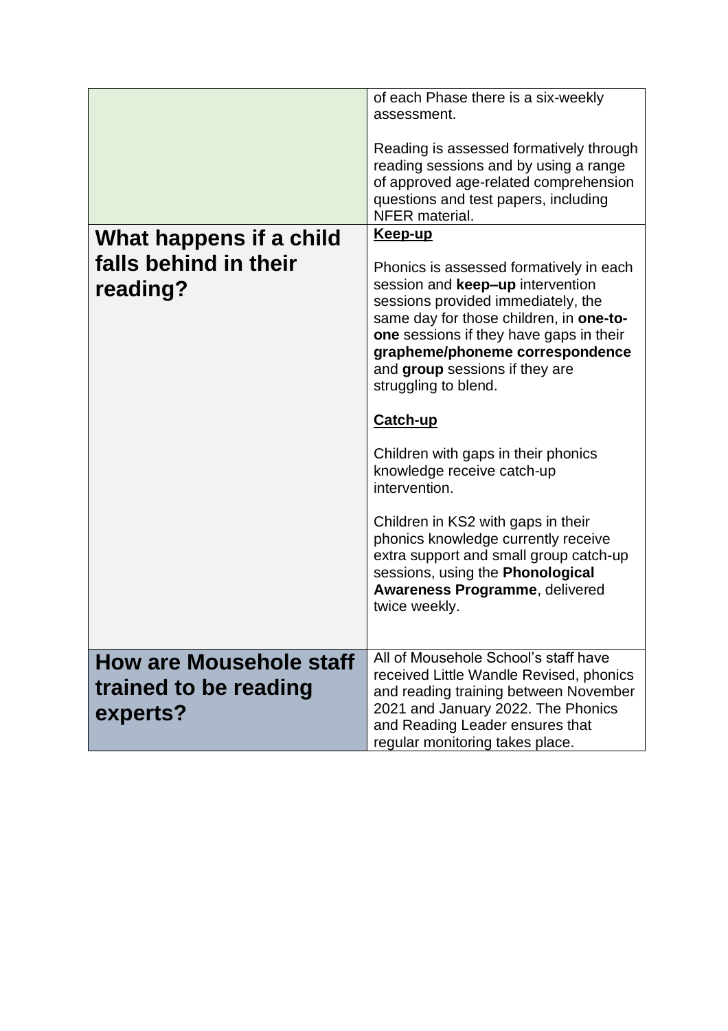| | |
|---|---|
| | of each Phase there is a six-weekly assessment.<br><br>Reading is assessed formatively through reading sessions and by using a range of approved age-related comprehension questions and test papers, including NFER material. |
| **What happens if a child falls behind in their reading?** | **Keep-up**<br><br>Phonics is assessed formatively in each session and **keep–up** intervention sessions provided immediately, the same day for those children, in **one-to-one** sessions if they have gaps in their **grapheme/phoneme correspondence** and **group** sessions if they are struggling to blend.<br><br>**Catch-up**<br><br>Children with gaps in their phonics knowledge receive catch-up intervention.<br><br>Children in KS2 with gaps in their phonics knowledge currently receive extra support and small group catch-up sessions, using the **Phonological Awareness Programme**, delivered twice weekly. |
| **How are Mousehole staff trained to be reading experts?** | All of Mousehole School's staff have received Little Wandle Revised, phonics and reading training between November 2021 and January 2022. The Phonics and Reading Leader ensures that regular monitoring takes place. |